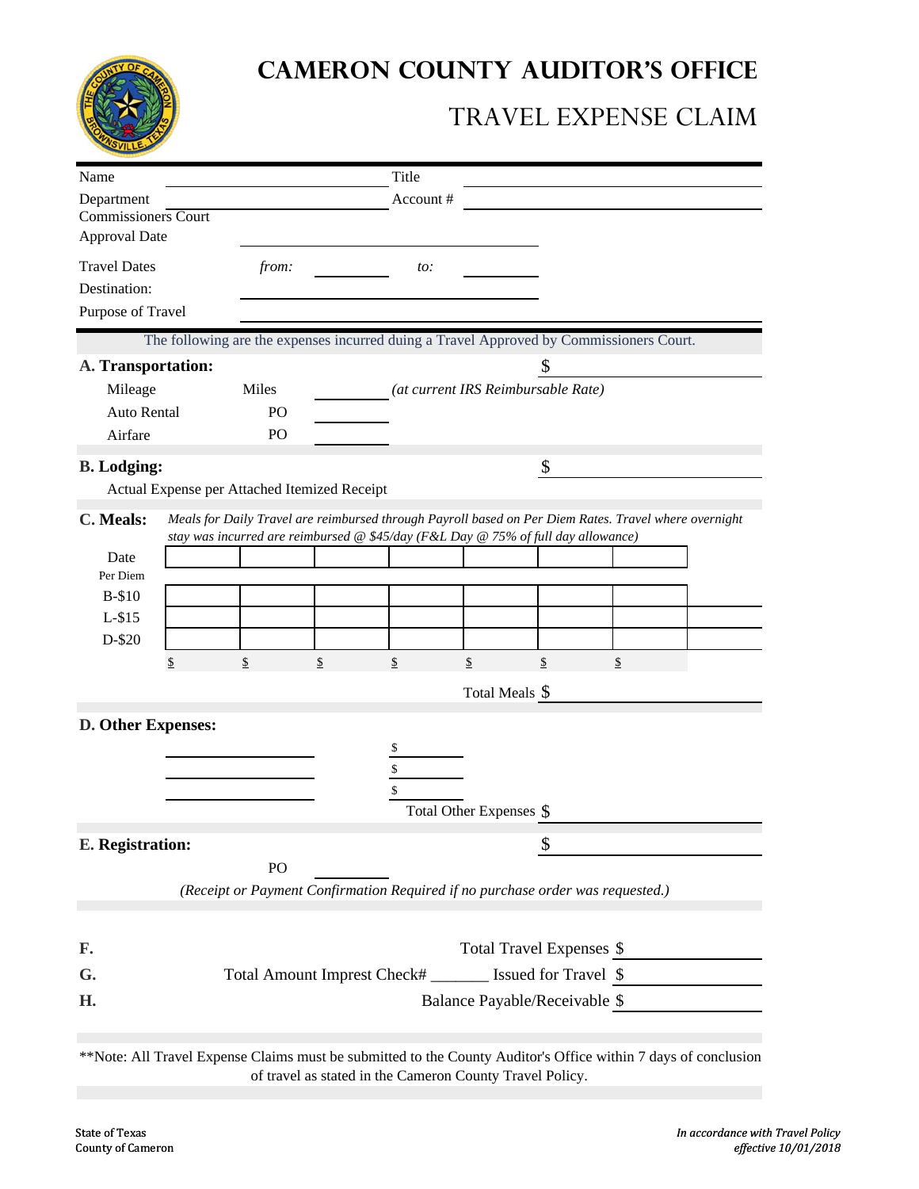# CAMERON COUNTY AUDITOR'S OFFICE

## TRAVEL EXPENSE CLAIM

Name ____________________ Title ____________________

Department ____________________ Account # ____________________

Commissioners Court Approval Date ____________________

Travel Dates *from:* __________ *to:* __________

Destination: ____________________

Purpose of Travel ____________________

The following are the expenses incurred during a Travel Approved by Commissioners Court.

**A. Transportation:** $ __________

Mileage Miles __________ *(at current IRS Reimbursable Rate)*

Auto Rental PO __________

Airfare PO __________

**B. Lodging:** $ __________

Actual Expense per Attached Itemized Receipt

**C. Meals:** *Meals for Daily Travel are reimbursed through Payroll based on Per Diem Rates. Travel where overnight stay was incurred are reimbursed @ $45/day (F&L Day @ 75% of full day allowance)*

| Date | | | | | | | |
|---|---|---|---|---|---|---|---|
| Per Diem | | | | | | | |
| B-$10 | | | | | | | |
| L-$15 | | | | | | | |
| D-$20 | | | | | | | |
| | $ | $ | $ | $ | $ | $ | $ |

Total Meals $ __________

**D. Other Expenses:**

__________ $ __________

__________ $ __________

__________ $ __________

Total Other Expenses $ __________

**E. Registration:** $ __________

PO __________

*(Receipt or Payment Confirmation Required if no purchase order was requested.)*

**F.** Total Travel Expenses $ __________

**G.** Total Amount Imprest Check# _______ Issued for Travel $ __________

**H.** Balance Payable/Receivable $ __________

**Note: All Travel Expense Claims must be submitted to the County Auditor's Office within 7 days of conclusion of travel as stated in the Cameron County Travel Policy.

State of Texas
County of Cameron

*In accordance with Travel Policy effective 10/01/2018*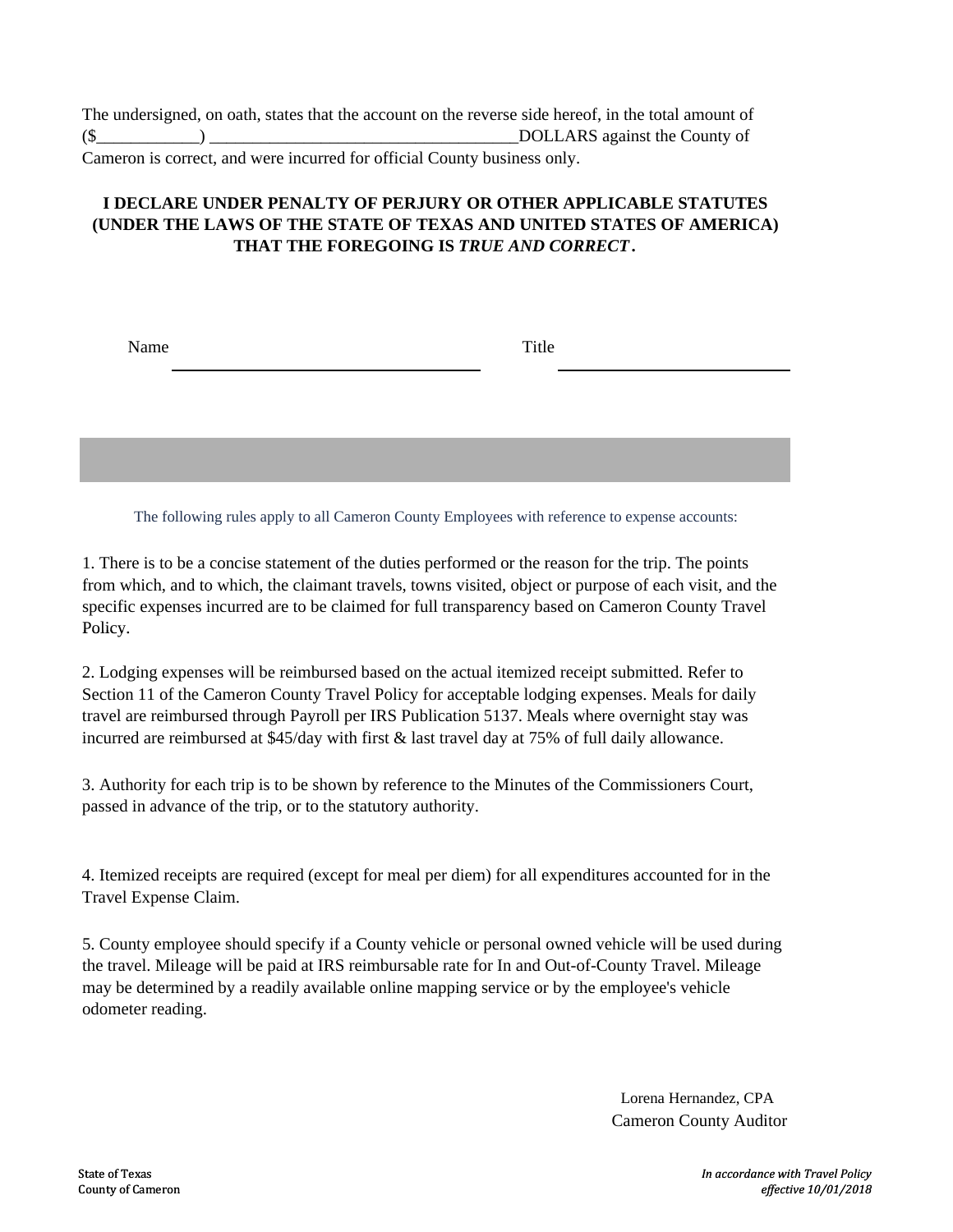The undersigned, on oath, states that the account on the reverse side hereof, in the total amount of ($____________) ____________________________________DOLLARS against the County of Cameron is correct, and were incurred for official County business only.

**I DECLARE UNDER PENALTY OF PERJURY OR OTHER APPLICABLE STATUTES (UNDER THE LAWS OF THE STATE OF TEXAS AND UNITED STATES OF AMERICA) THAT THE FOREGOING IS *TRUE AND CORRECT*.**

Name ____________________________ Title ____________________________

The following rules apply to all Cameron County Employees with reference to expense accounts:

1. There is to be a concise statement of the duties performed or the reason for the trip. The points from which, and to which, the claimant travels, towns visited, object or purpose of each visit, and the specific expenses incurred are to be claimed for full transparency based on Cameron County Travel Policy.

2. Lodging expenses will be reimbursed based on the actual itemized receipt submitted. Refer to Section 11 of the Cameron County Travel Policy for acceptable lodging expenses. Meals for daily travel are reimbursed through Payroll per IRS Publication 5137. Meals where overnight stay was incurred are reimbursed at $45/day with first & last travel day at 75% of full daily allowance.

3. Authority for each trip is to be shown by reference to the Minutes of the Commissioners Court, passed in advance of the trip, or to the statutory authority.

4. Itemized receipts are required (except for meal per diem) for all expenditures accounted for in the Travel Expense Claim.

5. County employee should specify if a County vehicle or personal owned vehicle will be used during the travel. Mileage will be paid at IRS reimbursable rate for In and Out-of-County Travel. Mileage may be determined by a readily available online mapping service or by the employee's vehicle odometer reading.

Lorena Hernandez, CPA
Cameron County Auditor

State of Texas
County of Cameron

*In accordance with Travel Policy effective 10/01/2018*